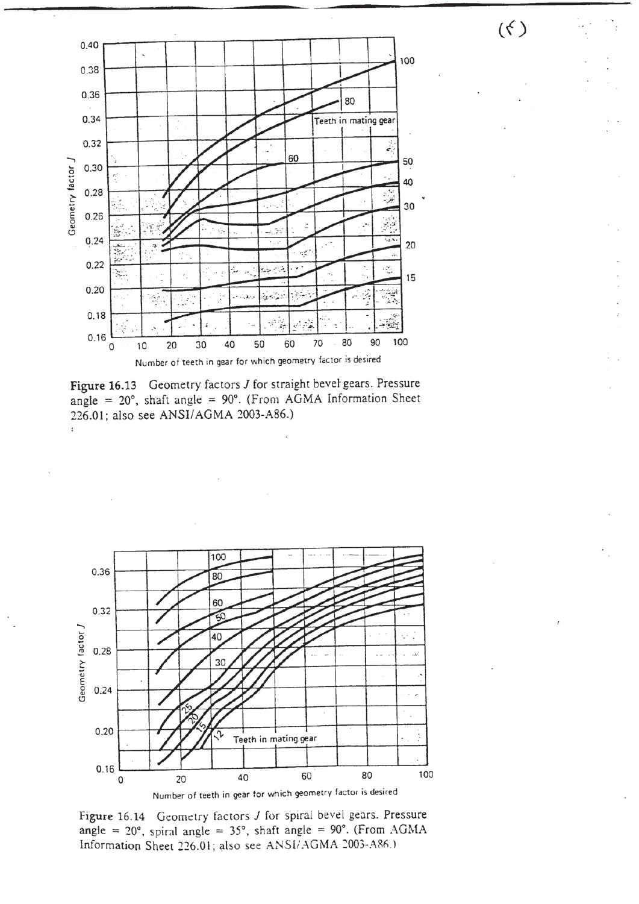Figure 16.13 Geometry factors $J$ for straight bevel gears. Pressure angle = 20°, shaft angle = 90°. (From AGMA Information Sheet 226.01; also see ANSI/AGMA 2003-A86.)

Figure 16.14 Geometry factors $J$ for spiral bevel gears. Pressure angle = 20°, spiral angle = 35°, shaft angle = 90°. (From AGMA Information Sheet 226.01; also see ANSI/AGMA 2003-A86.)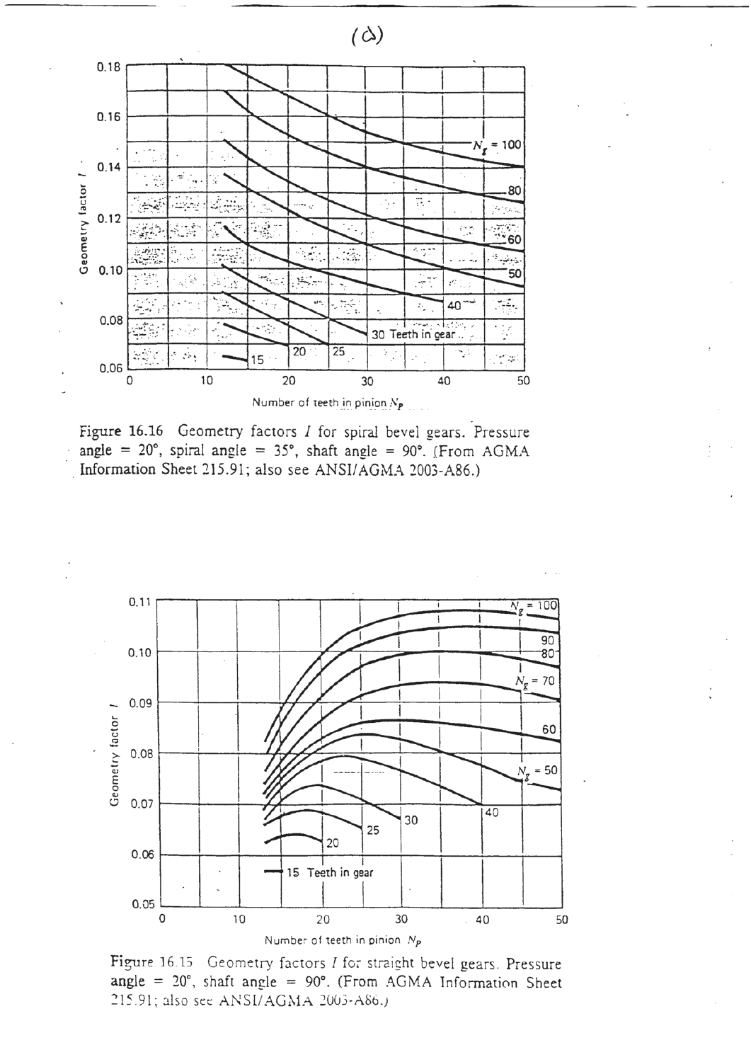(د)

Figure 16.16 Geometry factors $I$ for spiral bevel gears. Pressure angle = 20°, spiral angle = 35°, shaft angle = 90°. (From AGMA Information Sheet 215.91; also see ANSI/AGMA 2003-A86.)

Figure 16.15 Geometry factors $I$ for straight bevel gears. Pressure angle = 20°, shaft angle = 90°. (From AGMA Information Sheet 215.91; also see ANSI/AGMA 2003-A86.)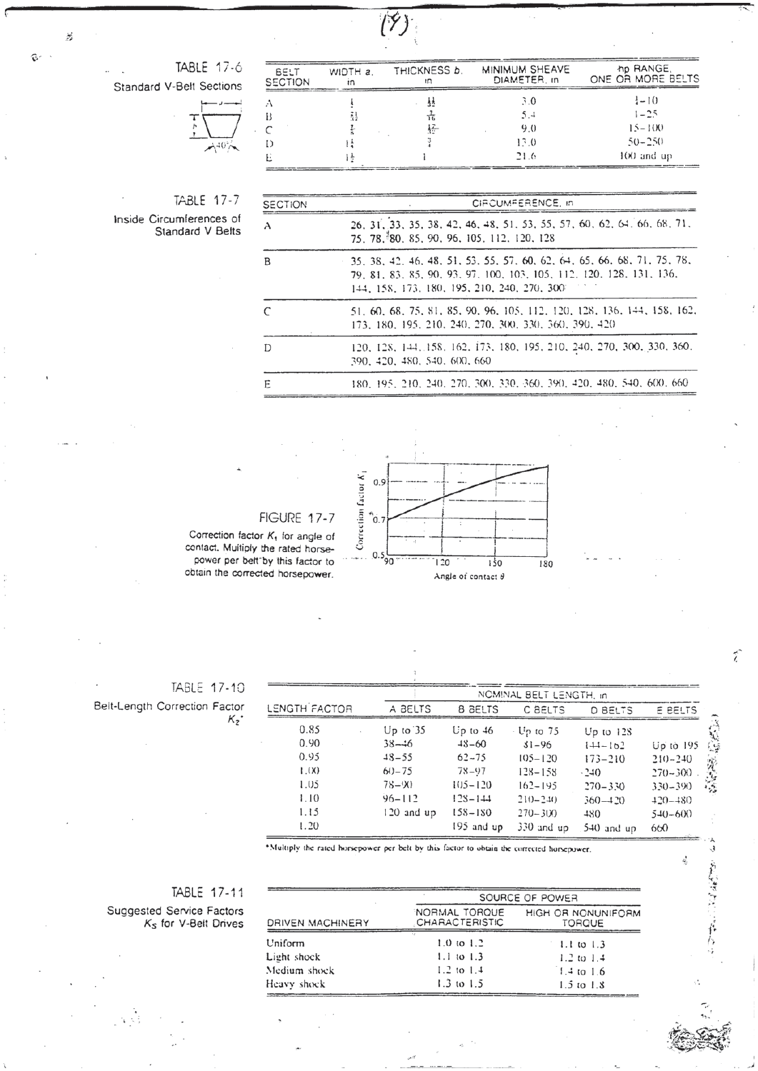## TABLE 17-6

Standard V-Belt Sections

| BELT SECTION | WIDTH $a$, in | THICKNESS $b$, in | MINIMUM SHEAVE DIAMETER, in | hp RANGE, ONE OR MORE BELTS |
|---|---|---|---|---|
| A | $\frac{1}{2}$ | $\frac{11}{32}$ | 3.0 | $\frac{1}{4}$–10 |
| B | $\frac{21}{32}$ | $\frac{7}{16}$ | 5.4 | 1–25 |
| C | $\frac{7}{8}$ | $\frac{17}{32}$ | 9.0 | 15–100 |
| D | $1\frac{1}{4}$ | $\frac{3}{4}$ | 13.0 | 50–250 |
| E | $1\frac{1}{2}$ | 1 | 21.6 | 100 and up |

## TABLE 17-7

Inside Circumferences of Standard V Belts

| SECTION | CIRCUMFERENCE, in |
|---|---|
| A | 26, 31, 33, 35, 38, 42, 46, 48, 51, 53, 55, 57, 60, 62, 64, 66, 68, 71, 75, 78, 80, 85, 90, 96, 105, 112, 120, 128 |
| B | 35, 38, 42, 46, 48, 51, 53, 55, 57, 60, 62, 64, 65, 66, 68, 71, 75, 78, 79, 81, 83, 85, 90, 93, 97, 100, 103, 105, 112, 120, 128, 131, 136, 144, 158, 173, 180, 195, 210, 240, 270, 300 |
| C | 51, 60, 68, 75, 81, 85, 90, 96, 105, 112, 120, 128, 136, 144, 158, 162, 173, 180, 195, 210, 240, 270, 300, 330, 360, 390, 420 |
| D | 120, 128, 144, 158, 162, 173, 180, 195, 210, 240, 270, 300, 330, 360, 390, 420, 480, 540, 600, 660 |
| E | 180, 195, 210, 240, 270, 300, 330, 360, 390, 420, 480, 540, 600, 660 |

**FIGURE 17-7**

Correction factor $K_1$ for angle of contact. Multiply the rated horsepower per belt by this factor to obtain the corrected horsepower.

## TABLE 17-10

Belt-Length Correction Factor $K_2$*

| LENGTH FACTOR | NOMINAL BELT LENGTH, in A BELTS | B BELTS | C BELTS | D BELTS | E BELTS |
|---|---|---|---|---|---|
| 0.85 | Up to 35 | Up to 46 | Up to 75 | Up to 128 | |
| 0.90 | 38–46 | 48–60 | 81–96 | 144–162 | Up to 195 |
| 0.95 | 48–55 | 62–75 | 105–120 | 173–210 | 210–240 |
| 1.00 | 60–75 | 78–97 | 128–158 | 240 | 270–300 |
| 1.05 | 78–90 | 105–120 | 162–195 | 270–330 | 330–390 |
| 1.10 | 96–112 | 128–144 | 210–240 | 360–420 | 420–480 |
| 1.15 | 120 and up | 158–180 | 270–300 | 480 | 540–600 |
| 1.20 | | 195 and up | 330 and up | 540 and up | 660 |

*Multiply the rated horsepower per belt by this factor to obtain the corrected horsepower.

## TABLE 17-11

Suggested Service Factors $K_S$ for V-Belt Drives

| DRIVEN MACHINERY | SOURCE OF POWER NORMAL TORQUE CHARACTERISTIC | HIGH OR NONUNIFORM TORQUE |
|---|---|---|
| Uniform | 1.0 to 1.2 | 1.1 to 1.3 |
| Light shock | 1.1 to 1.3 | 1.2 to 1.4 |
| Medium shock | 1.2 to 1.4 | 1.4 to 1.6 |
| Heavy shock | 1.3 to 1.5 | 1.5 to 1.8 |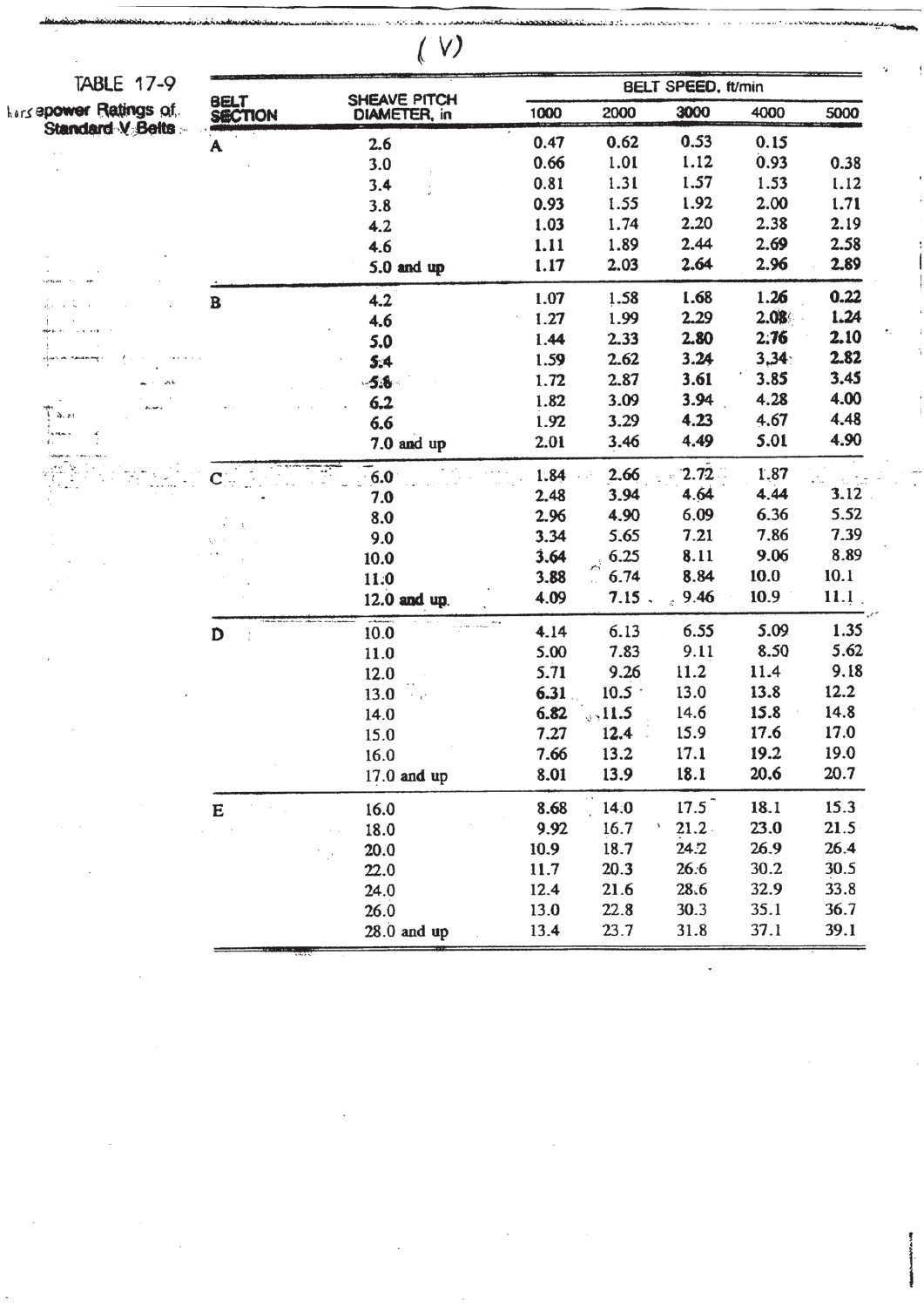(V)

TABLE 17-9

Horsepower Ratings of Standard V Belts

| BELT SECTION | SHEAVE PITCH DIAMETER, in | BELT SPEED, ft/min | | | | |
|---|---|---|---|---|---|---|
| | | 1000 | 2000 | 3000 | 4000 | 5000 |
| A | 2.6 | 0.47 | 0.62 | 0.53 | 0.15 | |
| | 3.0 | 0.66 | 1.01 | 1.12 | 0.93 | 0.38 |
| | 3.4 | 0.81 | 1.31 | 1.57 | 1.53 | 1.12 |
| | 3.8 | 0.93 | 1.55 | 1.92 | 2.00 | 1.71 |
| | 4.2 | 1.03 | 1.74 | 2.20 | 2.38 | 2.19 |
| | 4.6 | 1.11 | 1.89 | 2.44 | 2.69 | 2.58 |
| | 5.0 and up | 1.17 | 2.03 | 2.64 | 2.96 | 2.89 |
| B | 4.2 | 1.07 | 1.58 | 1.68 | 1.26 | 0.22 |
| | 4.6 | 1.27 | 1.99 | 2.29 | 2.08 | 1.24 |
| | 5.0 | 1.44 | 2.33 | 2.80 | 2.76 | 2.10 |
| | 5.4 | 1.59 | 2.62 | 3.24 | 3.34 | 2.82 |
| | 5.8 | 1.72 | 2.87 | 3.61 | 3.85 | 3.45 |
| | 6.2 | 1.82 | 3.09 | 3.94 | 4.28 | 4.00 |
| | 6.6 | 1.92 | 3.29 | 4.23 | 4.67 | 4.48 |
| | 7.0 and up | 2.01 | 3.46 | 4.49 | 5.01 | 4.90 |
| C | 6.0 | 1.84 | 2.66 | 2.72 | 1.87 | |
| | 7.0 | 2.48 | 3.94 | 4.64 | 4.44 | 3.12 |
| | 8.0 | 2.96 | 4.90 | 6.09 | 6.36 | 5.52 |
| | 9.0 | 3.34 | 5.65 | 7.21 | 7.86 | 7.39 |
| | 10.0 | 3.64 | 6.25 | 8.11 | 9.06 | 8.89 |
| | 11.0 | 3.88 | 6.74 | 8.84 | 10.0 | 10.1 |
| | 12.0 and up | 4.09 | 7.15 | 9.46 | 10.9 | 11.1 |
| D | 10.0 | 4.14 | 6.13 | 6.55 | 5.09 | 1.35 |
| | 11.0 | 5.00 | 7.83 | 9.11 | 8.50 | 5.62 |
| | 12.0 | 5.71 | 9.26 | 11.2 | 11.4 | 9.18 |
| | 13.0 | 6.31 | 10.5 | 13.0 | 13.8 | 12.2 |
| | 14.0 | 6.82 | 11.5 | 14.6 | 15.8 | 14.8 |
| | 15.0 | 7.27 | 12.4 | 15.9 | 17.6 | 17.0 |
| | 16.0 | 7.66 | 13.2 | 17.1 | 19.2 | 19.0 |
| | 17.0 and up | 8.01 | 13.9 | 18.1 | 20.6 | 20.7 |
| E | 16.0 | 8.68 | 14.0 | 17.5 | 18.1 | 15.3 |
| | 18.0 | 9.92 | 16.7 | 21.2 | 23.0 | 21.5 |
| | 20.0 | 10.9 | 18.7 | 24.2 | 26.9 | 26.4 |
| | 22.0 | 11.7 | 20.3 | 26.6 | 30.2 | 30.5 |
| | 24.0 | 12.4 | 21.6 | 28.6 | 32.9 | 33.8 |
| | 26.0 | 13.0 | 22.8 | 30.3 | 35.1 | 36.7 |
| | 28.0 and up | 13.4 | 23.7 | 31.8 | 37.1 | 39.1 |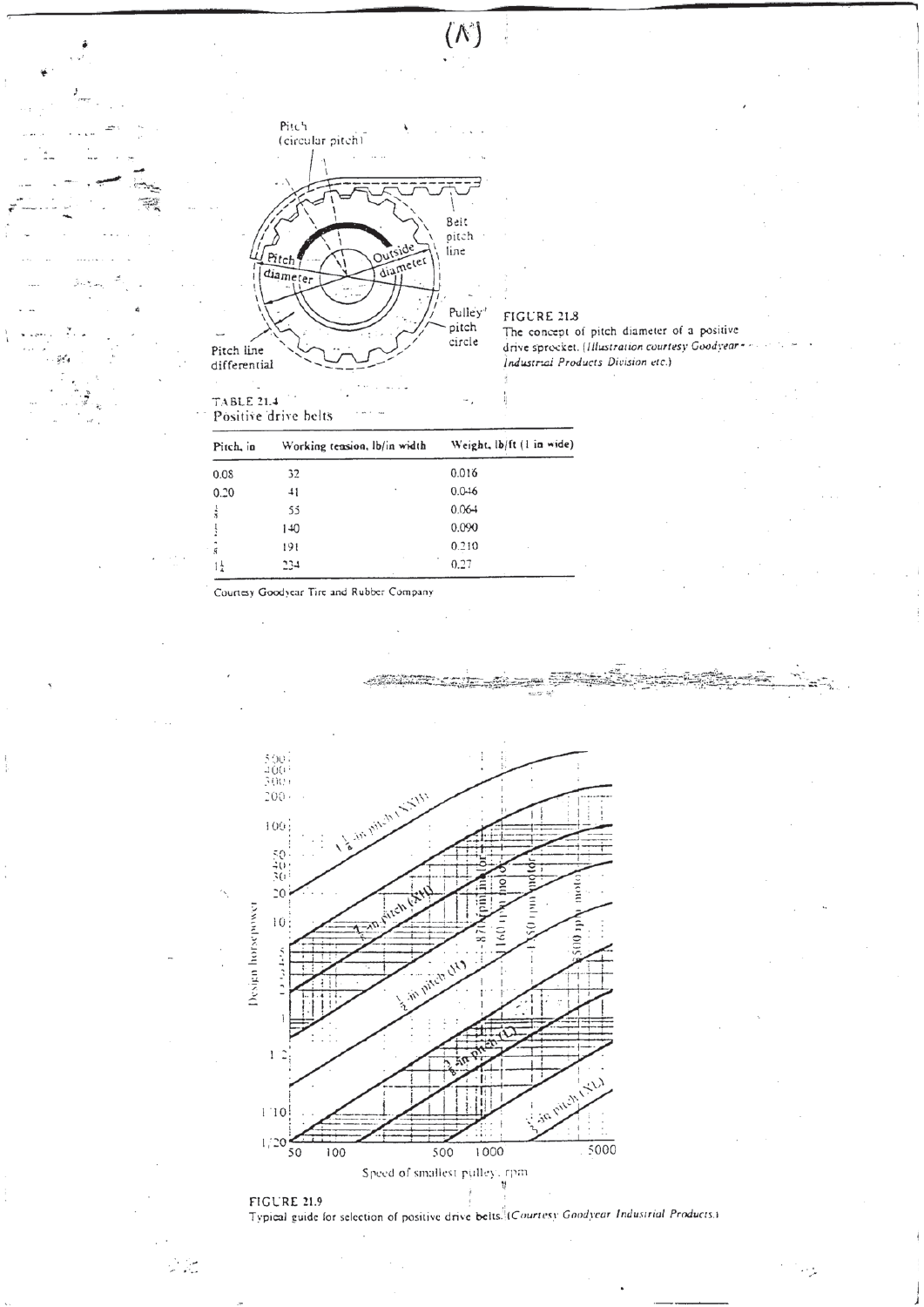(A)

FIGURE 21.8
The concept of pitch diameter of a positive drive sprocket. (*Illustration courtesy Goodyear Industrial Products Division etc.*)

TABLE 21.4
Positive drive belts

| Pitch, in | Working tension, lb/in width | Weight, lb/ft (1 in wide) |
|---|---|---|
| 0.08 | 32 | 0.016 |
| 0.20 | 41 | 0.046 |
| $\frac{3}{8}$ | 55 | 0.064 |
| $\frac{1}{2}$ | 140 | 0.090 |
| $\frac{7}{8}$ | 191 | 0.210 |
| $1\frac{1}{4}$ | 234 | 0.27 |

Courtesy Goodyear Tire and Rubber Company

FIGURE 21.9
Typical guide for selection of positive drive belts. (*Courtesy Goodyear Industrial Products.*)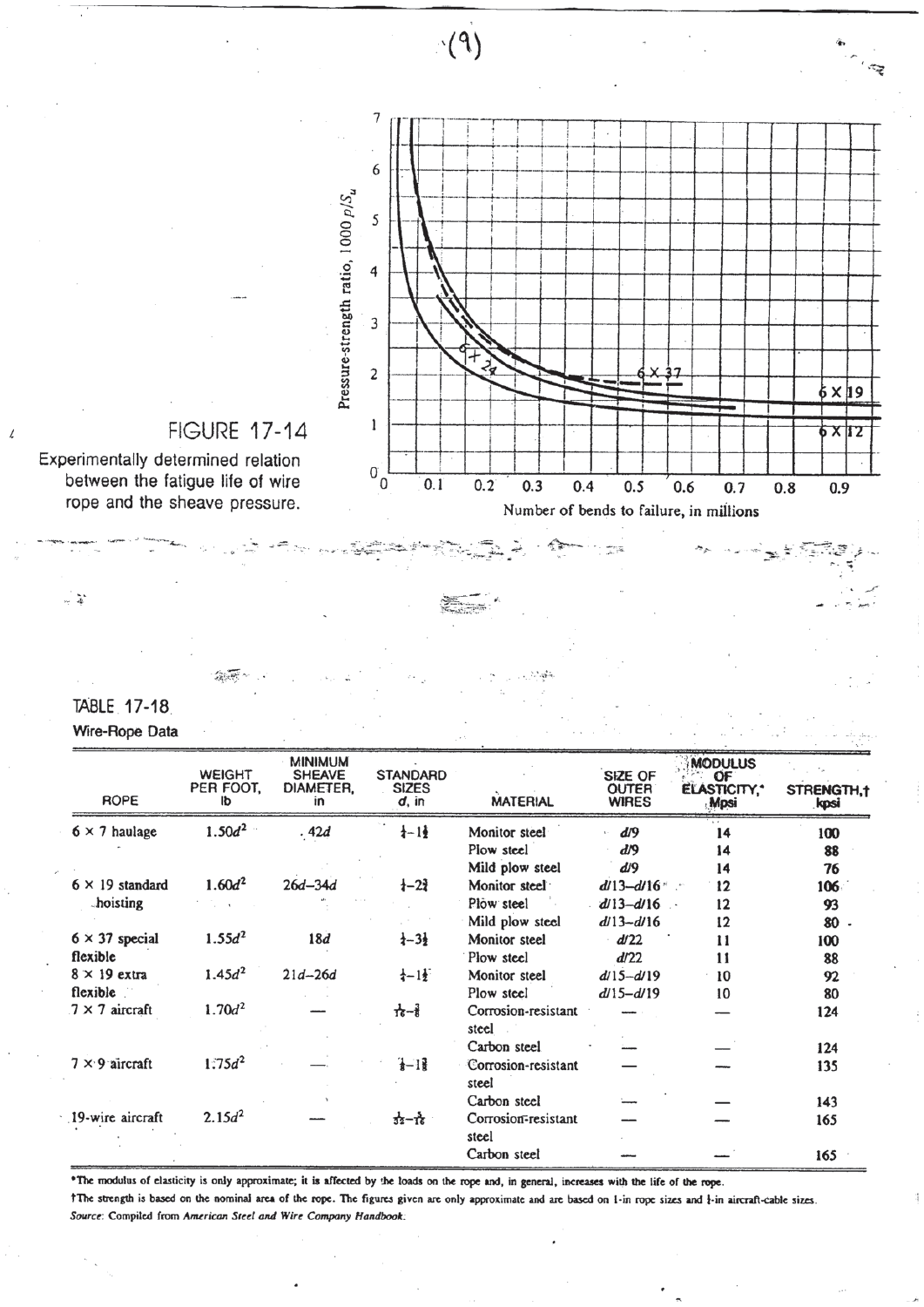(9)

Pressure-strength ratio, $1000\ p/S_u$

7
6
5
4
3
2
1
0

0 0.1 0.2 0.3 0.4 0.5 0.6 0.7 0.8 0.9

Number of bends to failure, in millions

6 × 24
6 × 37
6 × 19
6 × 12

FIGURE 17-14
Experimentally determined relation between the fatigue life of wire rope and the sheave pressure.

TABLE 17-18
Wire-Rope Data

| ROPE | WEIGHT PER FOOT, lb | MINIMUM SHEAVE DIAMETER, in | STANDARD SIZES $d$, in | MATERIAL | SIZE OF OUTER WIRES | MODULUS OF ELASTICITY,* Mpsi | STRENGTH,† kpsi |
|---|---|---|---|---|---|---|---|
| 6 × 7 haulage | $1.50d^2$ | $42d$ | $\frac{1}{4}$–$1\frac{1}{2}$ | Monitor steel | $d/9$ | 14 | 100 |
| | | | | Plow steel | $d/9$ | 14 | 88 |
| | | | | Mild plow steel | $d/9$ | 14 | 76 |
| 6 × 19 standard hoisting | $1.60d^2$ | $26d$–$34d$ | $\frac{1}{4}$–$2\frac{3}{4}$ | Monitor steel | $d/13$–$d/16$ | 12 | 106 |
| | | | | Plow steel | $d/13$–$d/16$ | 12 | 93 |
| | | | | Mild plow steel | $d/13$–$d/16$ | 12 | 80 |
| 6 × 37 special flexible | $1.55d^2$ | $18d$ | $\frac{1}{4}$–$3\frac{1}{2}$ | Monitor steel | $d/22$ | 11 | 100 |
| | | | | Plow steel | $d/22$ | 11 | 88 |
| 8 × 19 extra flexible | $1.45d^2$ | $21d$–$26d$ | $\frac{1}{4}$–$1\frac{1}{2}$ | Monitor steel | $d/15$–$d/19$ | 10 | 92 |
| | | | | Plow steel | $d/15$–$d/19$ | 10 | 80 |
| 7 × 7 aircraft | $1.70d^2$ | — | $\frac{1}{16}$–$\frac{3}{8}$ | Corrosion-resistant steel | — | — | 124 |
| | | | | Carbon steel | — | — | 124 |
| 7 × 9 aircraft | $1.75d^2$ | — | $\frac{1}{8}$–$1\frac{3}{8}$ | Corrosion-resistant steel | — | — | 135 |
| | | | | Carbon steel | — | — | 143 |
| 19-wire aircraft | $2.15d^2$ | — | $\frac{1}{32}$–$\frac{5}{16}$ | Corrosion-resistant steel | — | — | 165 |
| | | | | Carbon steel | — | — | 165 |

*The modulus of elasticity is only approximate; it is affected by the loads on the rope and, in general, increases with the life of the rope.

†The strength is based on the nominal area of the rope. The figures given are only approximate and are based on 1-in rope sizes and $\frac{1}{4}$-in aircraft-cable sizes.

*Source:* Compiled from *American Steel and Wire Company Handbook.*